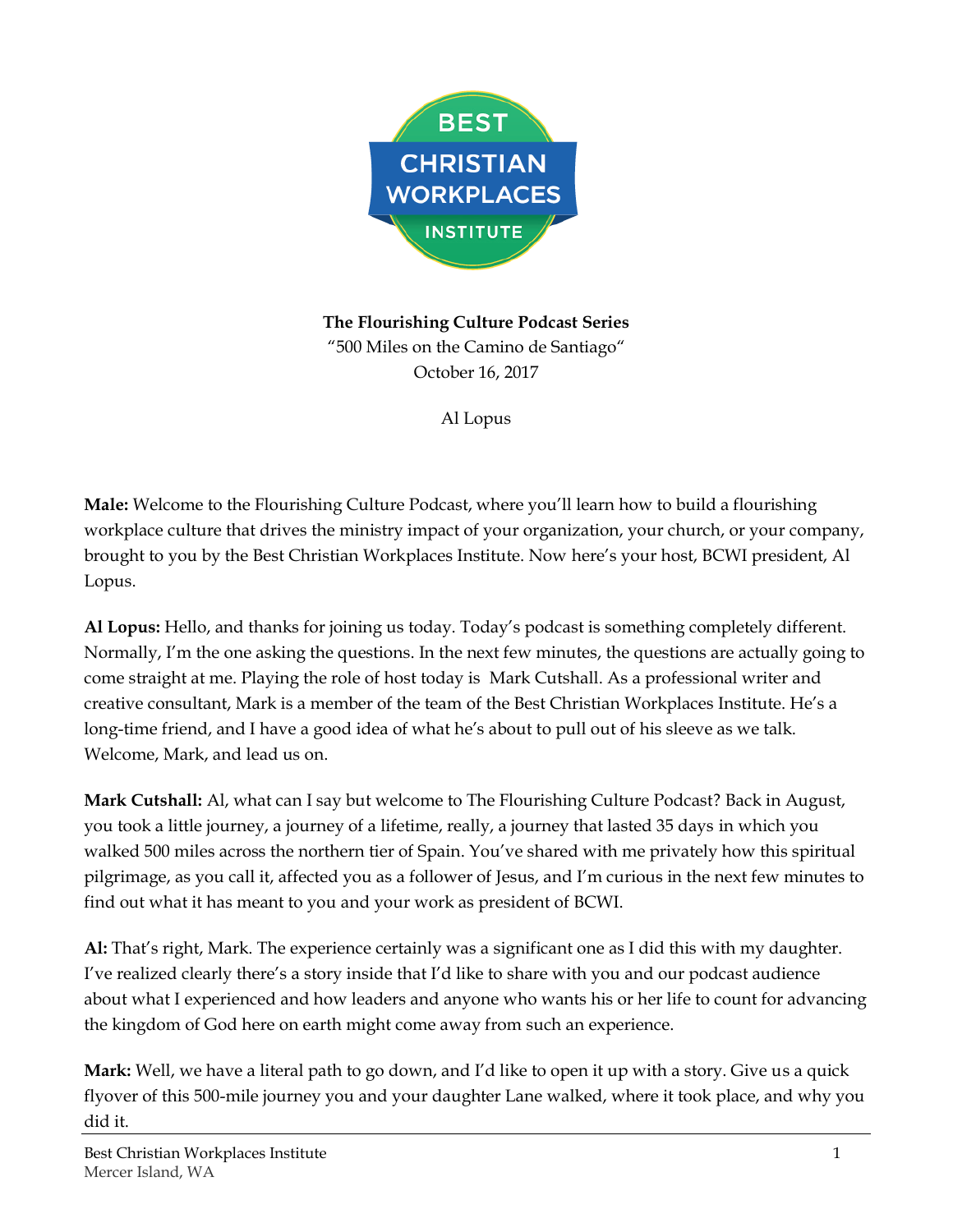**The Flourishing Culture Podcast Series**

"500 Miles on the Camino de Santiago"

October 16, 2017

Al Lopus

**Male:** Welcome to the Flourishing Culture Podcast, where you'll learn how to build a flourishing workplace culture that drives the ministry impact of your organization, your church, or your company, brought to you by the Best Christian Workplaces Institute. Now here's your host, BCWI president, Al Lopus.

**Al Lopus:** Hello, and thanks for joining us today. Today's podcast is something completely different. Normally, I'm the one asking the questions. In the next few minutes, the questions are actually going to come straight at me. Playing the role of host today is Mark Cutshall. As a professional writer and creative consultant, Mark is a member of the team of the Best Christian Workplaces Institute. He's a long-time friend, and I have a good idea of what he's about to pull out of his sleeve as we talk. Welcome, Mark, and lead us on.

**Mark Cutshall:** Al, what can I say but welcome to The Flourishing Culture Podcast? Back in August, you took a little journey, a journey of a lifetime, really, a journey that lasted 35 days in which you walked 500 miles across the northern tier of Spain. You've shared with me privately how this spiritual pilgrimage, as you call it, affected you as a follower of Jesus, and I'm curious in the next few minutes to find out what it has meant to you and your work as president of BCWI.

**Al:** That's right, Mark. The experience certainly was a significant one as I did this with my daughter. I've realized clearly there's a story inside that I'd like to share with you and our podcast audience about what I experienced and how leaders and anyone who wants his or her life to count for advancing the kingdom of God here on earth might come away from such an experience.

**Mark:** Well, we have a literal path to go down, and I'd like to open it up with a story. Give us a quick flyover of this 500-mile journey you and your daughter Lane walked, where it took place, and why you did it.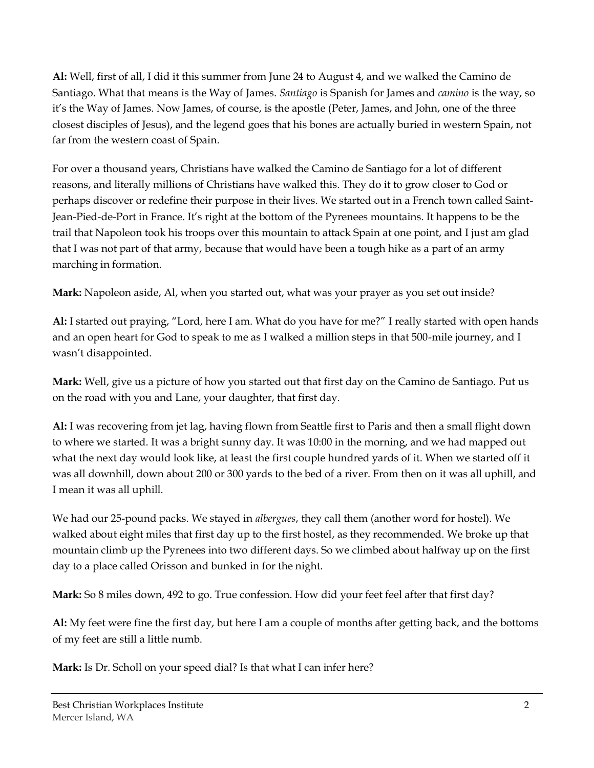**Al:** Well, first of all, I did it this summer from June 24 to August 4, and we walked the Camino de Santiago. What that means is the Way of James. *Santiago* is Spanish for James and *camino* is the way, so it's the Way of James. Now James, of course, is the apostle (Peter, James, and John, one of the three closest disciples of Jesus), and the legend goes that his bones are actually buried in western Spain, not far from the western coast of Spain.

For over a thousand years, Christians have walked the Camino de Santiago for a lot of different reasons, and literally millions of Christians have walked this. They do it to grow closer to God or perhaps discover or redefine their purpose in their lives. We started out in a French town called Saint-Jean-Pied-de-Port in France. It's right at the bottom of the Pyrenees mountains. It happens to be the trail that Napoleon took his troops over this mountain to attack Spain at one point, and I just am glad that I was not part of that army, because that would have been a tough hike as a part of an army marching in formation.

**Mark:** Napoleon aside, Al, when you started out, what was your prayer as you set out inside?

**Al:** I started out praying, "Lord, here I am. What do you have for me?" I really started with open hands and an open heart for God to speak to me as I walked a million steps in that 500-mile journey, and I wasn't disappointed.

**Mark:** Well, give us a picture of how you started out that first day on the Camino de Santiago. Put us on the road with you and Lane, your daughter, that first day.

**Al:** I was recovering from jet lag, having flown from Seattle first to Paris and then a small flight down to where we started. It was a bright sunny day. It was 10:00 in the morning, and we had mapped out what the next day would look like, at least the first couple hundred yards of it. When we started off it was all downhill, down about 200 or 300 yards to the bed of a river. From then on it was all uphill, and I mean it was all uphill.

We had our 25-pound packs. We stayed in *albergues*, they call them (another word for hostel). We walked about eight miles that first day up to the first hostel, as they recommended. We broke up that mountain climb up the Pyrenees into two different days. So we climbed about halfway up on the first day to a place called Orisson and bunked in for the night.

**Mark:** So 8 miles down, 492 to go. True confession. How did your feet feel after that first day?

**Al:** My feet were fine the first day, but here I am a couple of months after getting back, and the bottoms of my feet are still a little numb.

**Mark:** Is Dr. Scholl on your speed dial? Is that what I can infer here?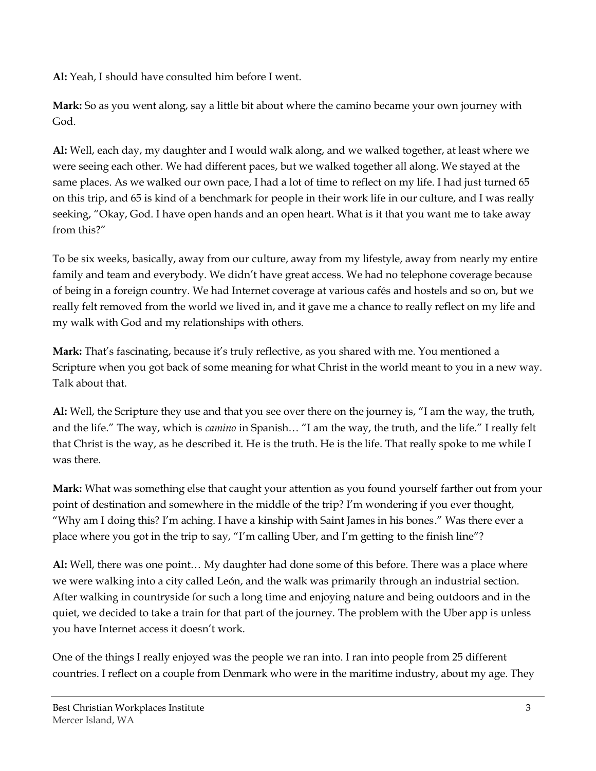**Al:** Yeah, I should have consulted him before I went.

**Mark:** So as you went along, say a little bit about where the camino became your own journey with God.

**Al:** Well, each day, my daughter and I would walk along, and we walked together, at least where we were seeing each other. We had different paces, but we walked together all along. We stayed at the same places. As we walked our own pace, I had a lot of time to reflect on my life. I had just turned 65 on this trip, and 65 is kind of a benchmark for people in their work life in our culture, and I was really seeking, "Okay, God. I have open hands and an open heart. What is it that you want me to take away from this?"

To be six weeks, basically, away from our culture, away from my lifestyle, away from nearly my entire family and team and everybody. We didn't have great access. We had no telephone coverage because of being in a foreign country. We had Internet coverage at various cafés and hostels and so on, but we really felt removed from the world we lived in, and it gave me a chance to really reflect on my life and my walk with God and my relationships with others.

**Mark:** That's fascinating, because it's truly reflective, as you shared with me. You mentioned a Scripture when you got back of some meaning for what Christ in the world meant to you in a new way. Talk about that.

**Al:** Well, the Scripture they use and that you see over there on the journey is, "I am the way, the truth, and the life." The way, which is *camino* in Spanish… "I am the way, the truth, and the life." I really felt that Christ is the way, as he described it. He is the truth. He is the life. That really spoke to me while I was there.

**Mark:** What was something else that caught your attention as you found yourself farther out from your point of destination and somewhere in the middle of the trip? I'm wondering if you ever thought, "Why am I doing this? I'm aching. I have a kinship with Saint James in his bones." Was there ever a place where you got in the trip to say, "I'm calling Uber, and I'm getting to the finish line"?

**Al:** Well, there was one point… My daughter had done some of this before. There was a place where we were walking into a city called León, and the walk was primarily through an industrial section. After walking in countryside for such a long time and enjoying nature and being outdoors and in the quiet, we decided to take a train for that part of the journey. The problem with the Uber app is unless you have Internet access it doesn't work.

One of the things I really enjoyed was the people we ran into. I ran into people from 25 different countries. I reflect on a couple from Denmark who were in the maritime industry, about my age. They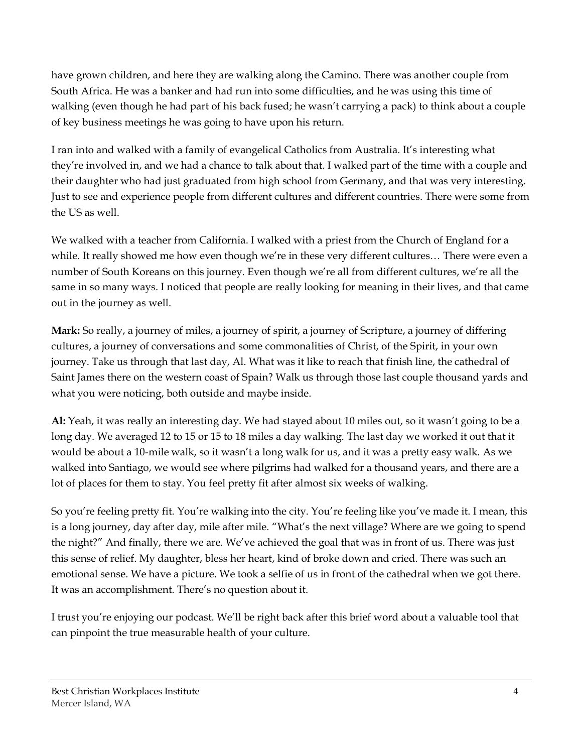have grown children, and here they are walking along the Camino. There was another couple from South Africa. He was a banker and had run into some difficulties, and he was using this time of walking (even though he had part of his back fused; he wasn't carrying a pack) to think about a couple of key business meetings he was going to have upon his return.

I ran into and walked with a family of evangelical Catholics from Australia. It's interesting what they're involved in, and we had a chance to talk about that. I walked part of the time with a couple and their daughter who had just graduated from high school from Germany, and that was very interesting. Just to see and experience people from different cultures and different countries. There were some from the US as well.

We walked with a teacher from California. I walked with a priest from the Church of England for a while. It really showed me how even though we're in these very different cultures… There were even a number of South Koreans on this journey. Even though we're all from different cultures, we're all the same in so many ways. I noticed that people are really looking for meaning in their lives, and that came out in the journey as well.

**Mark:** So really, a journey of miles, a journey of spirit, a journey of Scripture, a journey of differing cultures, a journey of conversations and some commonalities of Christ, of the Spirit, in your own journey. Take us through that last day, Al. What was it like to reach that finish line, the cathedral of Saint James there on the western coast of Spain? Walk us through those last couple thousand yards and what you were noticing, both outside and maybe inside.

**Al:** Yeah, it was really an interesting day. We had stayed about 10 miles out, so it wasn't going to be a long day. We averaged 12 to 15 or 15 to 18 miles a day walking. The last day we worked it out that it would be about a 10-mile walk, so it wasn't a long walk for us, and it was a pretty easy walk. As we walked into Santiago, we would see where pilgrims had walked for a thousand years, and there are a lot of places for them to stay. You feel pretty fit after almost six weeks of walking.

So you're feeling pretty fit. You're walking into the city. You're feeling like you've made it. I mean, this is a long journey, day after day, mile after mile. "What's the next village? Where are we going to spend the night?" And finally, there we are. We've achieved the goal that was in front of us. There was just this sense of relief. My daughter, bless her heart, kind of broke down and cried. There was such an emotional sense. We have a picture. We took a selfie of us in front of the cathedral when we got there. It was an accomplishment. There's no question about it.

I trust you're enjoying our podcast. We'll be right back after this brief word about a valuable tool that can pinpoint the true measurable health of your culture.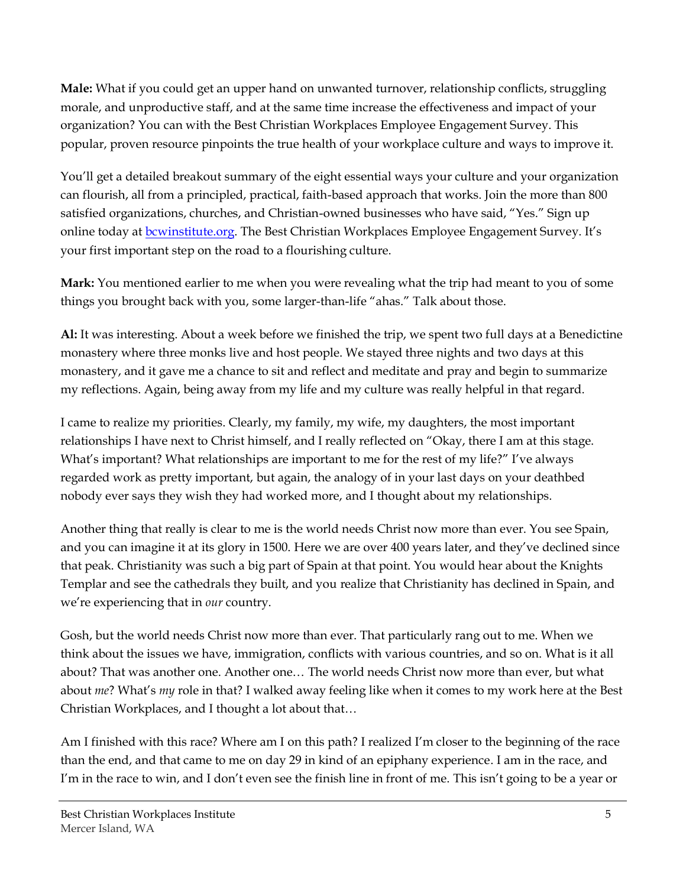**Male:** What if you could get an upper hand on unwanted turnover, relationship conflicts, struggling morale, and unproductive staff, and at the same time increase the effectiveness and impact of your organization? You can with the Best Christian Workplaces Employee Engagement Survey. This popular, proven resource pinpoints the true health of your workplace culture and ways to improve it.

You'll get a detailed breakout summary of the eight essential ways your culture and your organization can flourish, all from a principled, practical, faith-based approach that works. Join the more than 800 satisfied organizations, churches, and Christian-owned businesses who have said, "Yes." Sign up online today at [bcwinstitute.org](http://bcwinstitute.org). The Best Christian Workplaces Employee Engagement Survey. It's your first important step on the road to a flourishing culture.

**Mark:** You mentioned earlier to me when you were revealing what the trip had meant to you of some things you brought back with you, some larger-than-life "ahas." Talk about those.

**Al:** It was interesting. About a week before we finished the trip, we spent two full days at a Benedictine monastery where three monks live and host people. We stayed three nights and two days at this monastery, and it gave me a chance to sit and reflect and meditate and pray and begin to summarize my reflections. Again, being away from my life and my culture was really helpful in that regard.

I came to realize my priorities. Clearly, my family, my wife, my daughters, the most important relationships I have next to Christ himself, and I really reflected on "Okay, there I am at this stage. What's important? What relationships are important to me for the rest of my life?" I've always regarded work as pretty important, but again, the analogy of in your last days on your deathbed nobody ever says they wish they had worked more, and I thought about my relationships.

Another thing that really is clear to me is the world needs Christ now more than ever. You see Spain, and you can imagine it at its glory in 1500. Here we are over 400 years later, and they've declined since that peak. Christianity was such a big part of Spain at that point. You would hear about the Knights Templar and see the cathedrals they built, and you realize that Christianity has declined in Spain, and we're experiencing that in *our* country.

Gosh, but the world needs Christ now more than ever. That particularly rang out to me. When we think about the issues we have, immigration, conflicts with various countries, and so on. What is it all about? That was another one. Another one… The world needs Christ now more than ever, but what about *me*? What's *my* role in that? I walked away feeling like when it comes to my work here at the Best Christian Workplaces, and I thought a lot about that…

Am I finished with this race? Where am I on this path? I realized I'm closer to the beginning of the race than the end, and that came to me on day 29 in kind of an epiphany experience. I am in the race, and I'm in the race to win, and I don't even see the finish line in front of me. This isn't going to be a year or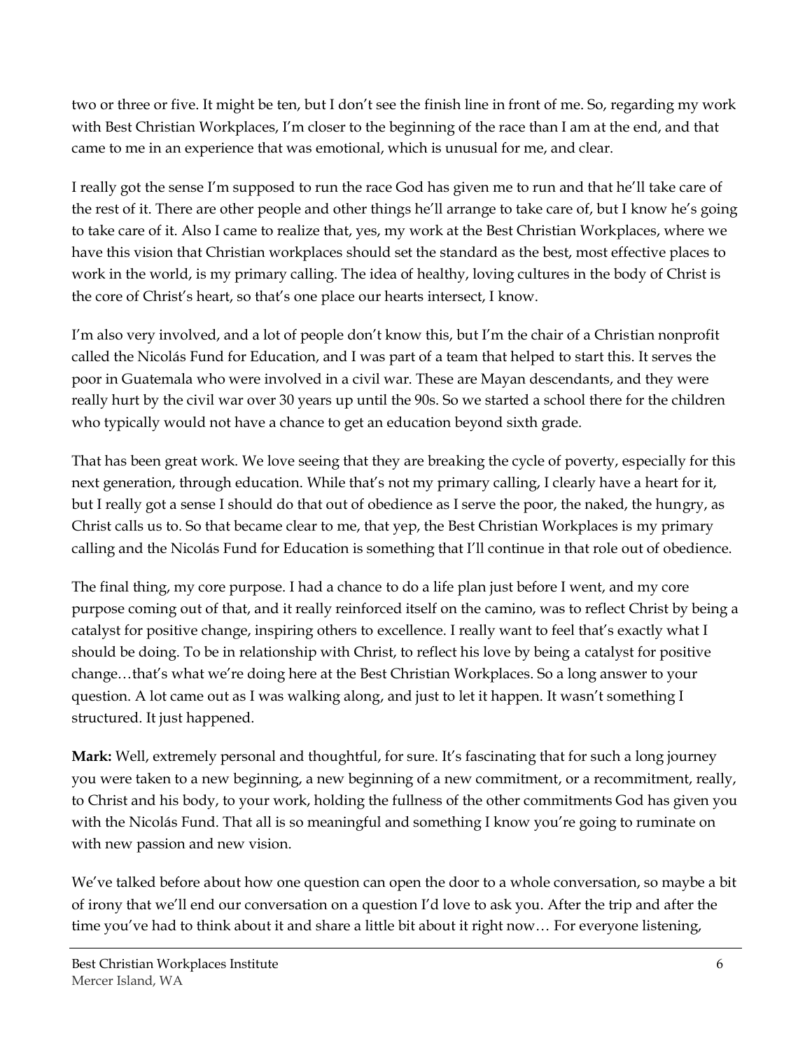two or three or five. It might be ten, but I don't see the finish line in front of me. So, regarding my work with Best Christian Workplaces, I'm closer to the beginning of the race than I am at the end, and that came to me in an experience that was emotional, which is unusual for me, and clear.

I really got the sense I'm supposed to run the race God has given me to run and that he'll take care of the rest of it. There are other people and other things he'll arrange to take care of, but I know he's going to take care of it. Also I came to realize that, yes, my work at the Best Christian Workplaces, where we have this vision that Christian workplaces should set the standard as the best, most effective places to work in the world, is my primary calling. The idea of healthy, loving cultures in the body of Christ is the core of Christ's heart, so that's one place our hearts intersect, I know.

I'm also very involved, and a lot of people don't know this, but I'm the chair of a Christian nonprofit called the Nicolás Fund for Education, and I was part of a team that helped to start this. It serves the poor in Guatemala who were involved in a civil war. These are Mayan descendants, and they were really hurt by the civil war over 30 years up until the 90s. So we started a school there for the children who typically would not have a chance to get an education beyond sixth grade.

That has been great work. We love seeing that they are breaking the cycle of poverty, especially for this next generation, through education. While that's not my primary calling, I clearly have a heart for it, but I really got a sense I should do that out of obedience as I serve the poor, the naked, the hungry, as Christ calls us to. So that became clear to me, that yep, the Best Christian Workplaces is my primary calling and the Nicolás Fund for Education is something that I'll continue in that role out of obedience.

The final thing, my core purpose. I had a chance to do a life plan just before I went, and my core purpose coming out of that, and it really reinforced itself on the camino, was to reflect Christ by being a catalyst for positive change, inspiring others to excellence. I really want to feel that's exactly what I should be doing. To be in relationship with Christ, to reflect his love by being a catalyst for positive change…that's what we're doing here at the Best Christian Workplaces. So a long answer to your question. A lot came out as I was walking along, and just to let it happen. It wasn't something I structured. It just happened.

**Mark:** Well, extremely personal and thoughtful, for sure. It's fascinating that for such a long journey you were taken to a new beginning, a new beginning of a new commitment, or a recommitment, really, to Christ and his body, to your work, holding the fullness of the other commitments God has given you with the Nicolás Fund. That all is so meaningful and something I know you're going to ruminate on with new passion and new vision.

We've talked before about how one question can open the door to a whole conversation, so maybe a bit of irony that we'll end our conversation on a question I'd love to ask you. After the trip and after the time you've had to think about it and share a little bit about it right now… For everyone listening,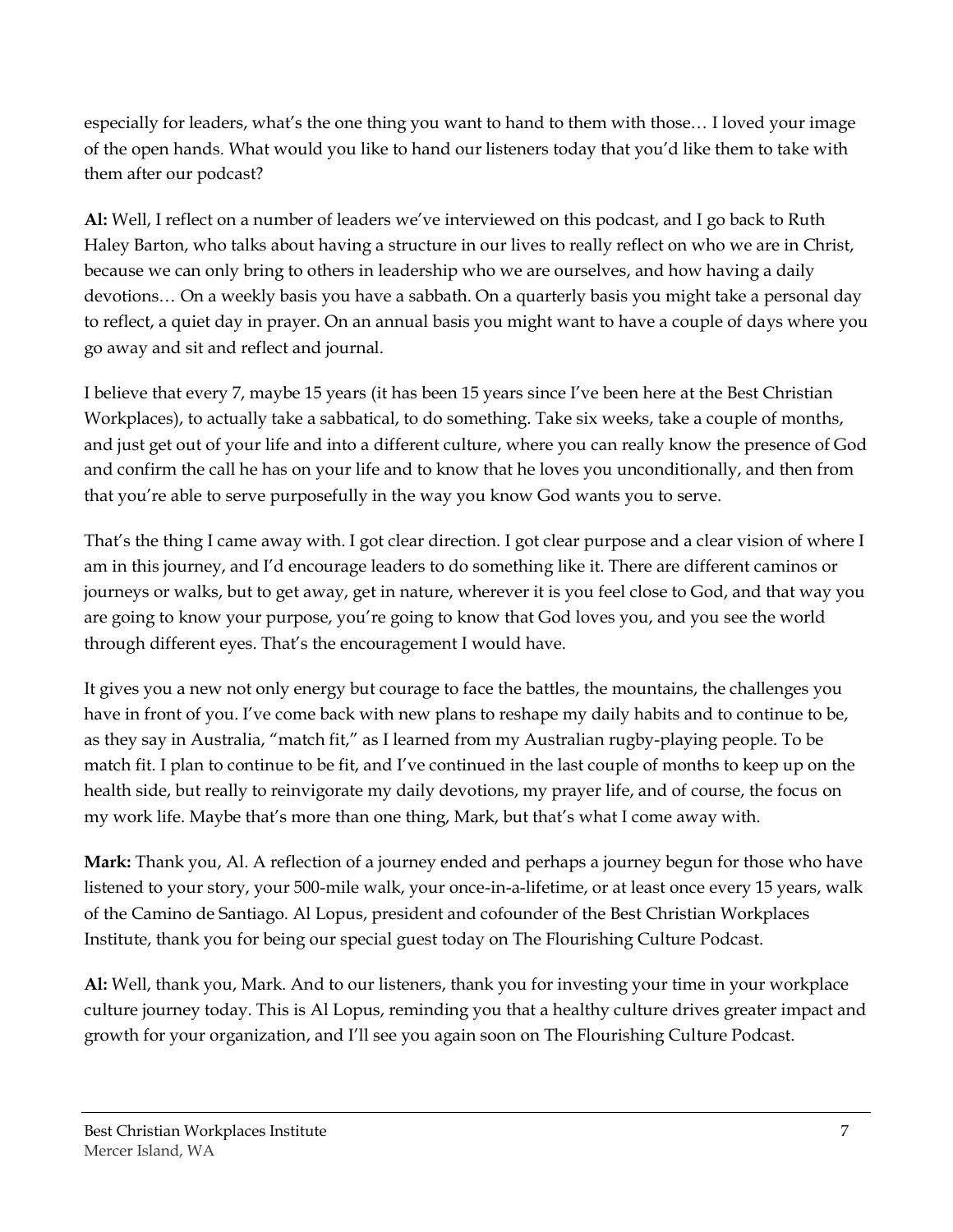especially for leaders, what's the one thing you want to hand to them with those… I loved your image of the open hands. What would you like to hand our listeners today that you'd like them to take with them after our podcast?

**Al:** Well, I reflect on a number of leaders we've interviewed on this podcast, and I go back to Ruth Haley Barton, who talks about having a structure in our lives to really reflect on who we are in Christ, because we can only bring to others in leadership who we are ourselves, and how having a daily devotions… On a weekly basis you have a sabbath. On a quarterly basis you might take a personal day to reflect, a quiet day in prayer. On an annual basis you might want to have a couple of days where you go away and sit and reflect and journal.

I believe that every 7, maybe 15 years (it has been 15 years since I've been here at the Best Christian Workplaces), to actually take a sabbatical, to do something. Take six weeks, take a couple of months, and just get out of your life and into a different culture, where you can really know the presence of God and confirm the call he has on your life and to know that he loves you unconditionally, and then from that you're able to serve purposefully in the way you know God wants you to serve.

That's the thing I came away with. I got clear direction. I got clear purpose and a clear vision of where I am in this journey, and I'd encourage leaders to do something like it. There are different caminos or journeys or walks, but to get away, get in nature, wherever it is you feel close to God, and that way you are going to know your purpose, you're going to know that God loves you, and you see the world through different eyes. That's the encouragement I would have.

It gives you a new not only energy but courage to face the battles, the mountains, the challenges you have in front of you. I've come back with new plans to reshape my daily habits and to continue to be, as they say in Australia, "match fit," as I learned from my Australian rugby-playing people. To be match fit. I plan to continue to be fit, and I've continued in the last couple of months to keep up on the health side, but really to reinvigorate my daily devotions, my prayer life, and of course, the focus on my work life. Maybe that's more than one thing, Mark, but that's what I come away with.

**Mark:** Thank you, Al. A reflection of a journey ended and perhaps a journey begun for those who have listened to your story, your 500-mile walk, your once-in-a-lifetime, or at least once every 15 years, walk of the Camino de Santiago. Al Lopus, president and cofounder of the Best Christian Workplaces Institute, thank you for being our special guest today on The Flourishing Culture Podcast.

**Al:** Well, thank you, Mark. And to our listeners, thank you for investing your time in your workplace culture journey today. This is Al Lopus, reminding you that a healthy culture drives greater impact and growth for your organization, and I'll see you again soon on The Flourishing Culture Podcast.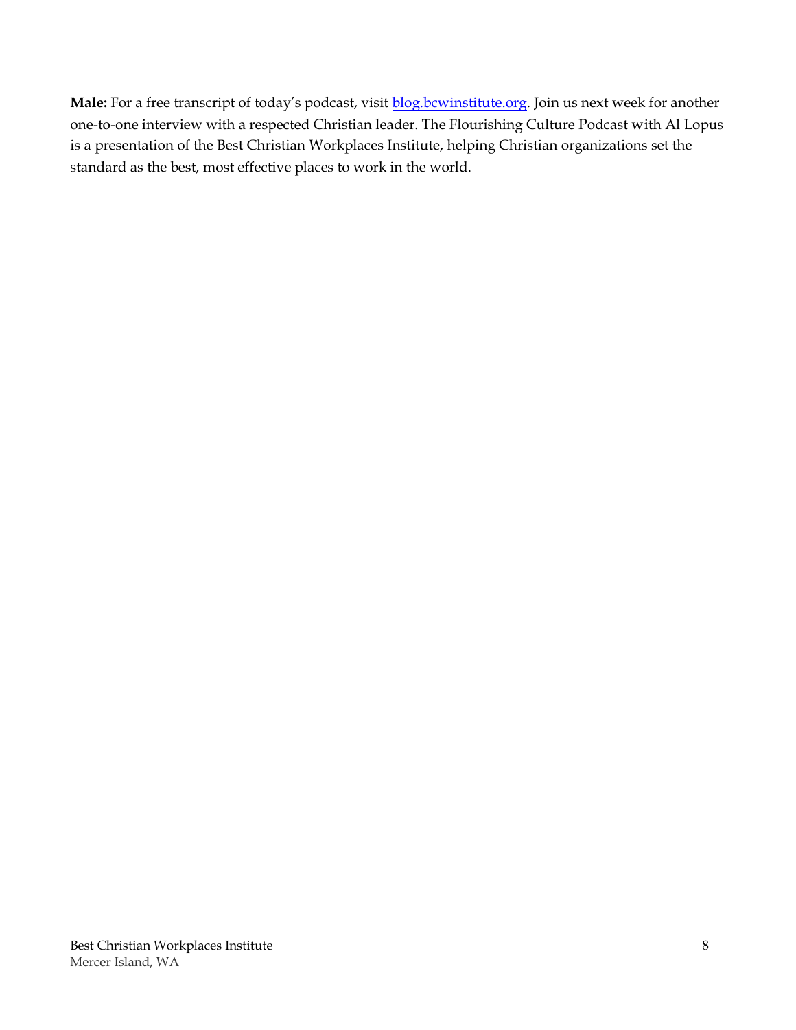**Male:** For a free transcript of today's podcast, visit [blog.bcwinstitute.org](http://blog.bcwinstitute.org). Join us next week for another one-to-one interview with a respected Christian leader. The Flourishing Culture Podcast with Al Lopus is a presentation of the Best Christian Workplaces Institute, helping Christian organizations set the standard as the best, most effective places to work in the world.